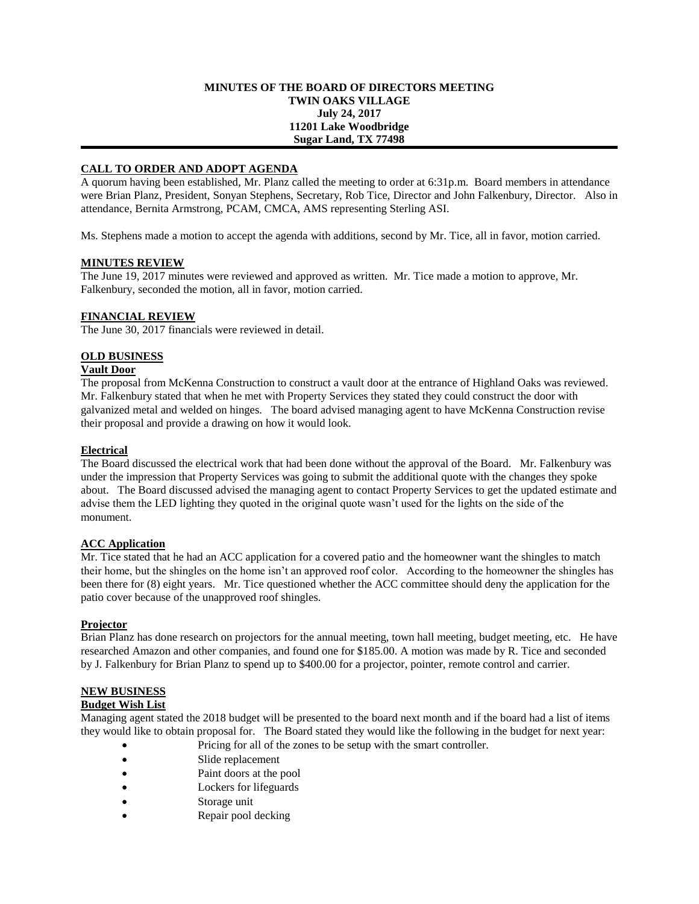**MINUTES OF THE BOARD OF DIRECTORS MEETING**
**TWIN OAKS VILLAGE**
**July 24, 2017**
**11201 Lake Woodbridge**
**Sugar Land, TX 77498**

---

## CALL TO ORDER AND ADOPT AGENDA

A quorum having been established, Mr. Planz called the meeting to order at 6:31p.m. Board members in attendance were Brian Planz, President, Sonyan Stephens, Secretary, Rob Tice, Director and John Falkenbury, Director. Also in attendance, Bernita Armstrong, PCAM, CMCA, AMS representing Sterling ASI.

Ms. Stephens made a motion to accept the agenda with additions, second by Mr. Tice, all in favor, motion carried.

## MINUTES REVIEW

The June 19, 2017 minutes were reviewed and approved as written. Mr. Tice made a motion to approve, Mr. Falkenbury, seconded the motion, all in favor, motion carried.

## FINANCIAL REVIEW

The June 30, 2017 financials were reviewed in detail.

## OLD BUSINESS

### Vault Door

The proposal from McKenna Construction to construct a vault door at the entrance of Highland Oaks was reviewed. Mr. Falkenbury stated that when he met with Property Services they stated they could construct the door with galvanized metal and welded on hinges. The board advised managing agent to have McKenna Construction revise their proposal and provide a drawing on how it would look.

### Electrical

The Board discussed the electrical work that had been done without the approval of the Board. Mr. Falkenbury was under the impression that Property Services was going to submit the additional quote with the changes they spoke about. The Board discussed advised the managing agent to contact Property Services to get the updated estimate and advise them the LED lighting they quoted in the original quote wasn't used for the lights on the side of the monument.

### ACC Application

Mr. Tice stated that he had an ACC application for a covered patio and the homeowner want the shingles to match their home, but the shingles on the home isn't an approved roof color. According to the homeowner the shingles has been there for (8) eight years. Mr. Tice questioned whether the ACC committee should deny the application for the patio cover because of the unapproved roof shingles.

### Projector

Brian Planz has done research on projectors for the annual meeting, town hall meeting, budget meeting, etc. He have researched Amazon and other companies, and found one for $185.00. A motion was made by R. Tice and seconded by J. Falkenbury for Brian Planz to spend up to $400.00 for a projector, pointer, remote control and carrier.

## NEW BUSINESS

### Budget Wish List

Managing agent stated the 2018 budget will be presented to the board next month and if the board had a list of items they would like to obtain proposal for. The Board stated they would like the following in the budget for next year:

- Pricing for all of the zones to be setup with the smart controller.
- Slide replacement
- Paint doors at the pool
- Lockers for lifeguards
- Storage unit
- Repair pool decking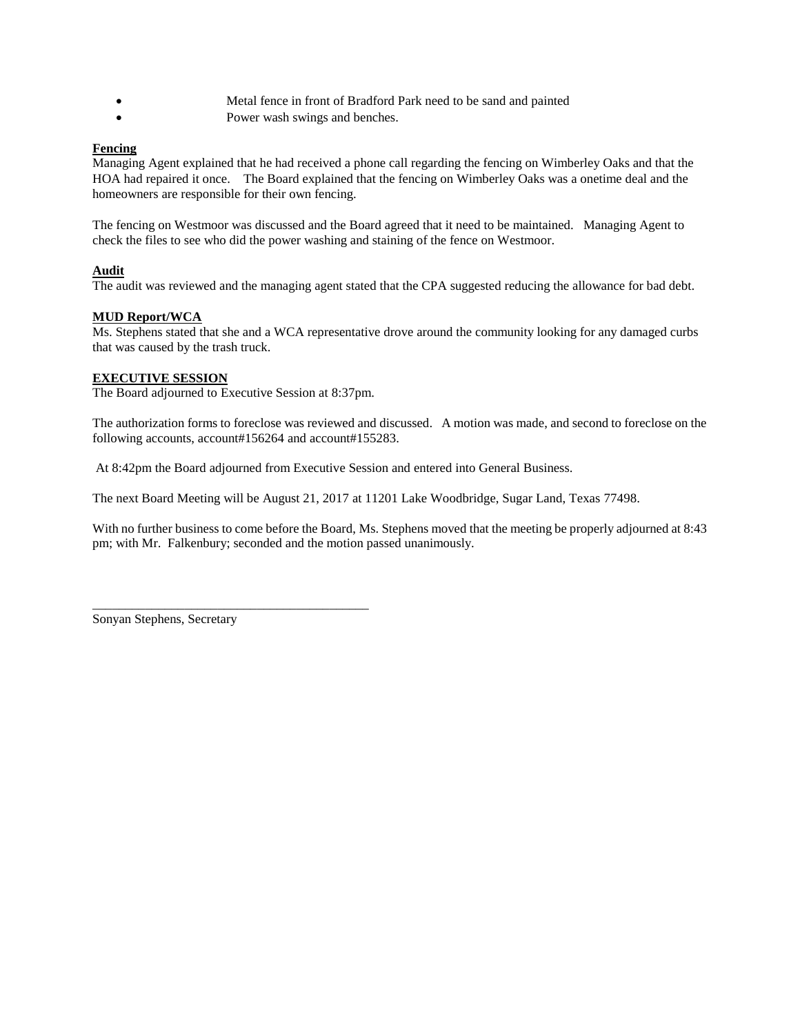- Metal fence in front of Bradford Park need to be sand and painted
- Power wash swings and benches.

**Fencing**

Managing Agent explained that he had received a phone call regarding the fencing on Wimberley Oaks and that the HOA had repaired it once. The Board explained that the fencing on Wimberley Oaks was a onetime deal and the homeowners are responsible for their own fencing.

The fencing on Westmoor was discussed and the Board agreed that it need to be maintained. Managing Agent to check the files to see who did the power washing and staining of the fence on Westmoor.

**Audit**

The audit was reviewed and the managing agent stated that the CPA suggested reducing the allowance for bad debt.

**MUD Report/WCA**

Ms. Stephens stated that she and a WCA representative drove around the community looking for any damaged curbs that was caused by the trash truck.

**EXECUTIVE SESSION**

The Board adjourned to Executive Session at 8:37pm.

The authorization forms to foreclose was reviewed and discussed. A motion was made, and second to foreclose on the following accounts, account#156264 and account#155283.

At 8:42pm the Board adjourned from Executive Session and entered into General Business.

The next Board Meeting will be August 21, 2017 at 11201 Lake Woodbridge, Sugar Land, Texas 77498.

With no further business to come before the Board, Ms. Stephens moved that the meeting be properly adjourned at 8:43 pm; with Mr. Falkenbury; seconded and the motion passed unanimously.

\_\_\_\_\_\_\_\_\_\_\_\_\_\_\_\_\_\_\_\_\_\_\_\_\_\_\_\_\_\_\_\_\_\_\_\_\_\_\_\_\_\_

Sonyan Stephens, Secretary